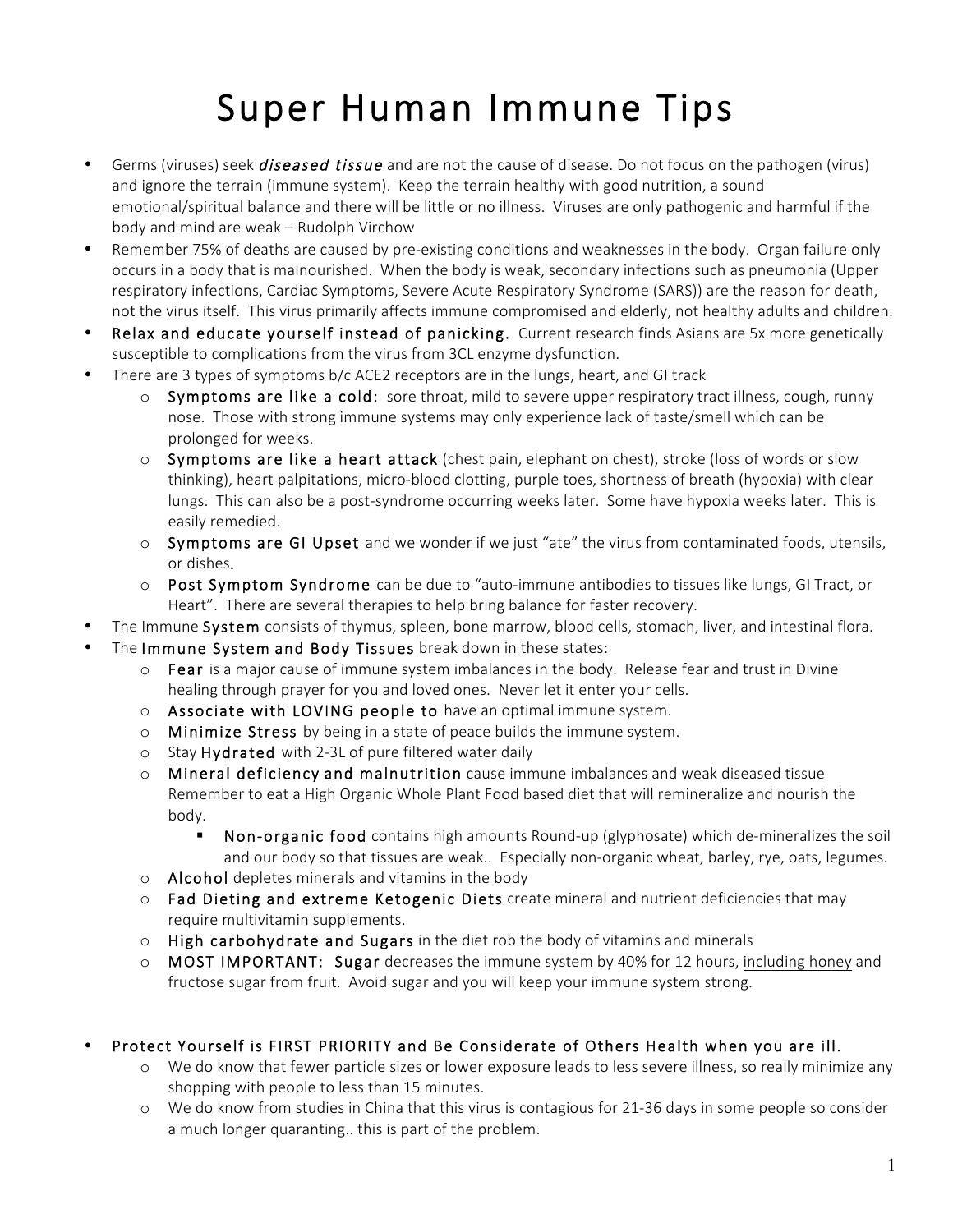# Super Human Immune Tips

- Germs (viruses) seek ***diseased tissue*** and are not the cause of disease. Do not focus on the pathogen (virus) and ignore the terrain (immune system). Keep the terrain healthy with good nutrition, a sound emotional/spiritual balance and there will be little or no illness. Viruses are only pathogenic and harmful if the body and mind are weak – Rudolph Virchow
- Remember 75% of deaths are caused by pre-existing conditions and weaknesses in the body. Organ failure only occurs in a body that is malnourished. When the body is weak, secondary infections such as pneumonia (Upper respiratory infections, Cardiac Symptoms, Severe Acute Respiratory Syndrome (SARS)) are the reason for death, not the virus itself. This virus primarily affects immune compromised and elderly, not healthy adults and children.
- **Relax and educate yourself instead of panicking.** Current research finds Asians are 5x more genetically susceptible to complications from the virus from 3CL enzyme dysfunction.
- There are 3 types of symptoms b/c ACE2 receptors are in the lungs, heart, and GI track
  - **Symptoms are like a cold:** sore throat, mild to severe upper respiratory tract illness, cough, runny nose. Those with strong immune systems may only experience lack of taste/smell which can be prolonged for weeks.
  - **Symptoms are like a heart attack** (chest pain, elephant on chest), stroke (loss of words or slow thinking), heart palpitations, micro-blood clotting, purple toes, shortness of breath (hypoxia) with clear lungs. This can also be a post-syndrome occurring weeks later. Some have hypoxia weeks later. This is easily remedied.
  - **Symptoms are GI Upset** and we wonder if we just "ate" the virus from contaminated foods, utensils, or dishes.
  - **Post Symptom Syndrome** can be due to "auto-immune antibodies to tissues like lungs, GI Tract, or Heart". There are several therapies to help bring balance for faster recovery.
- The Immune **System** consists of thymus, spleen, bone marrow, blood cells, stomach, liver, and intestinal flora.
- The **Immune System and Body Tissues** break down in these states:
  - **Fear** is a major cause of immune system imbalances in the body. Release fear and trust in Divine healing through prayer for you and loved ones. Never let it enter your cells.
  - **Associate with LOVING people to** have an optimal immune system.
  - **Minimize Stress** by being in a state of peace builds the immune system.
  - Stay **Hydrated** with 2-3L of pure filtered water daily
  - **Mineral deficiency and malnutrition** cause immune imbalances and weak diseased tissue Remember to eat a High Organic Whole Plant Food based diet that will remineralize and nourish the body.
    - **Non-organic food** contains high amounts Round-up (glyphosate) which de-mineralizes the soil and our body so that tissues are weak.. Especially non-organic wheat, barley, rye, oats, legumes.
  - **Alcohol** depletes minerals and vitamins in the body
  - **Fad Dieting and extreme Ketogenic Diets** create mineral and nutrient deficiencies that may require multivitamin supplements.
  - **High carbohydrate and Sugars** in the diet rob the body of vitamins and minerals
  - **MOST IMPORTANT: Sugar** decreases the immune system by 40% for 12 hours, <u>including honey</u> and fructose sugar from fruit. Avoid sugar and you will keep your immune system strong.

- **Protect Yourself is FIRST PRIORITY and Be Considerate of Others Health when you are ill.**
  - We do know that fewer particle sizes or lower exposure leads to less severe illness, so really minimize any shopping with people to less than 15 minutes.
  - We do know from studies in China that this virus is contagious for 21-36 days in some people so consider a much longer quaranting.. this is part of the problem.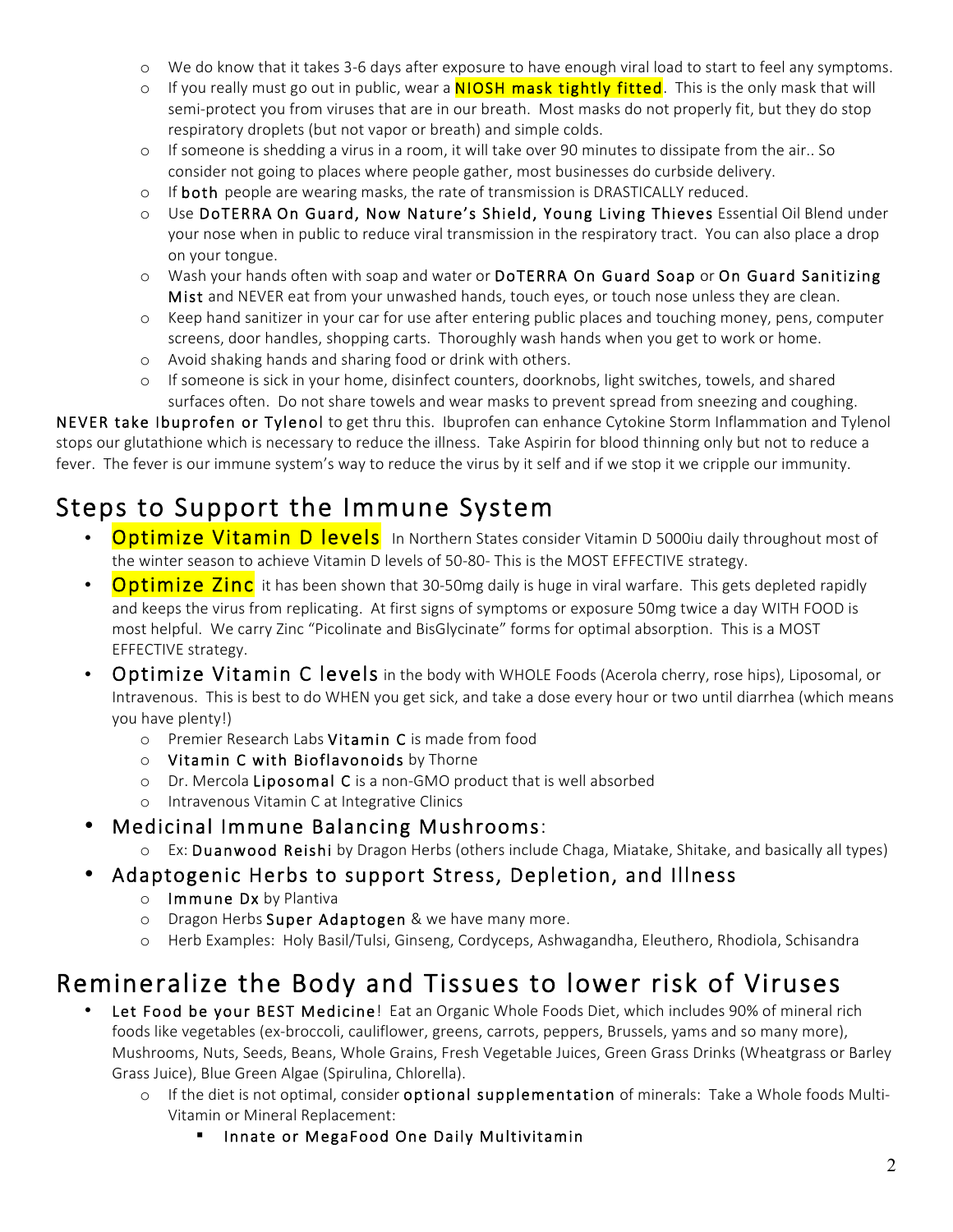- We do know that it takes 3-6 days after exposure to have enough viral load to start to feel any symptoms.
- If you really must go out in public, wear a **NIOSH mask tightly fitted**. This is the only mask that will semi-protect you from viruses that are in our breath. Most masks do not properly fit, but they do stop respiratory droplets (but not vapor or breath) and simple colds.
- If someone is shedding a virus in a room, it will take over 90 minutes to dissipate from the air.. So consider not going to places where people gather, most businesses do curbside delivery.
- If **both** people are wearing masks, the rate of transmission is DRASTICALLY reduced.
- Use **DoTERRA On Guard, Now Nature's Shield, Young Living Thieves** Essential Oil Blend under your nose when in public to reduce viral transmission in the respiratory tract. You can also place a drop on your tongue.
- Wash your hands often with soap and water or **DoTERRA On Guard Soap** or **On Guard Sanitizing Mist** and NEVER eat from your unwashed hands, touch eyes, or touch nose unless they are clean.
- Keep hand sanitizer in your car for use after entering public places and touching money, pens, computer screens, door handles, shopping carts. Thoroughly wash hands when you get to work or home.
- Avoid shaking hands and sharing food or drink with others.
- If someone is sick in your home, disinfect counters, doorknobs, light switches, towels, and shared surfaces often. Do not share towels and wear masks to prevent spread from sneezing and coughing.

**NEVER take Ibuprofen or Tylenol** to get thru this. Ibuprofen can enhance Cytokine Storm Inflammation and Tylenol stops our glutathione which is necessary to reduce the illness. Take Aspirin for blood thinning only but not to reduce a fever. The fever is our immune system's way to reduce the virus by it self and if we stop it we cripple our immunity.

## Steps to Support the Immune System

- **Optimize Vitamin D levels** In Northern States consider Vitamin D 5000iu daily throughout most of the winter season to achieve Vitamin D levels of 50-80- This is the MOST EFFECTIVE strategy.
- **Optimize Zinc** it has been shown that 30-50mg daily is huge in viral warfare. This gets depleted rapidly and keeps the virus from replicating. At first signs of symptoms or exposure 50mg twice a day WITH FOOD is most helpful. We carry Zinc "Picolinate and BisGlycinate" forms for optimal absorption. This is a MOST EFFECTIVE strategy.
- **Optimize Vitamin C levels** in the body with WHOLE Foods (Acerola cherry, rose hips), Liposomal, or Intravenous. This is best to do WHEN you get sick, and take a dose every hour or two until diarrhea (which means you have plenty!)
  - Premier Research Labs **Vitamin C** is made from food
  - **Vitamin C with Bioflavonoids** by Thorne
  - Dr. Mercola **Liposomal C** is a non-GMO product that is well absorbed
  - Intravenous Vitamin C at Integrative Clinics
- **Medicinal Immune Balancing Mushrooms**:
  - Ex: **Duanwood Reishi** by Dragon Herbs (others include Chaga, Miatake, Shitake, and basically all types)
- **Adaptogenic Herbs to support Stress, Depletion, and Illness**
  - **Immune Dx** by Plantiva
  - Dragon Herbs **Super Adaptogen** & we have many more.
  - Herb Examples: Holy Basil/Tulsi, Ginseng, Cordyceps, Ashwagandha, Eleuthero, Rhodiola, Schisandra

## Remineralize the Body and Tissues to lower risk of Viruses

- **Let Food be your BEST Medicine**! Eat an Organic Whole Foods Diet, which includes 90% of mineral rich foods like vegetables (ex-broccoli, cauliflower, greens, carrots, peppers, Brussels, yams and so many more), Mushrooms, Nuts, Seeds, Beans, Whole Grains, Fresh Vegetable Juices, Green Grass Drinks (Wheatgrass or Barley Grass Juice), Blue Green Algae (Spirulina, Chlorella).
  - If the diet is not optimal, consider **optional supplementation** of minerals: Take a Whole foods Multi-Vitamin or Mineral Replacement:
    - **Innate or MegaFood One Daily Multivitamin**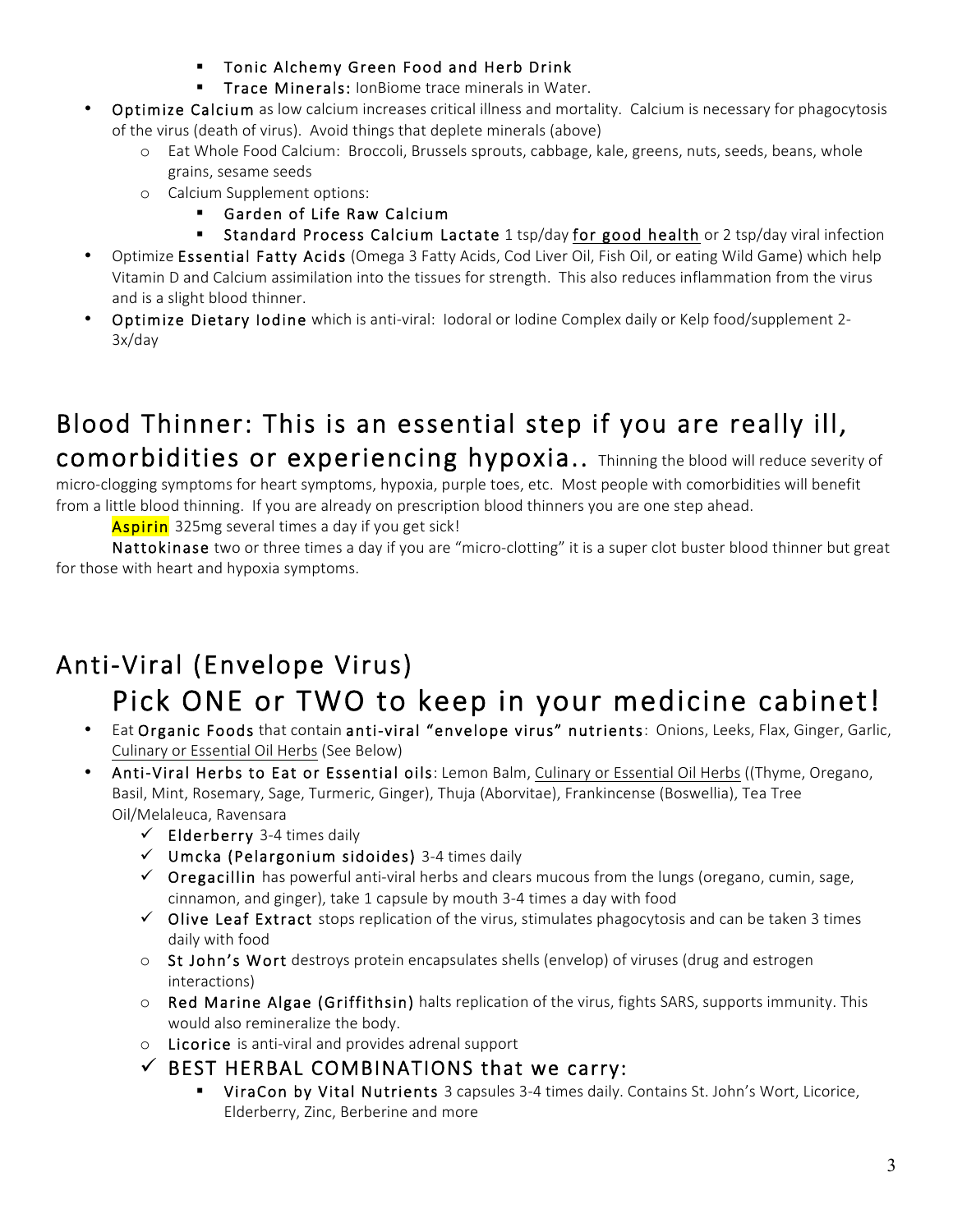- **Tonic Alchemy Green Food and Herb Drink**
   - **Trace Minerals:** IonBiome trace minerals in Water.
- **Optimize Calcium** as low calcium increases critical illness and mortality. Calcium is necessary for phagocytosis of the virus (death of virus). Avoid things that deplete minerals (above)
  - Eat Whole Food Calcium: Broccoli, Brussels sprouts, cabbage, kale, greens, nuts, seeds, beans, whole grains, sesame seeds
  - Calcium Supplement options:
    - **Garden of Life Raw Calcium**
    - **Standard Process Calcium Lactate** 1 tsp/day **<u>for good health</u>** or 2 tsp/day viral infection
- Optimize **Essential Fatty Acids** (Omega 3 Fatty Acids, Cod Liver Oil, Fish Oil, or eating Wild Game) which help Vitamin D and Calcium assimilation into the tissues for strength. This also reduces inflammation from the virus and is a slight blood thinner.
- **Optimize Dietary Iodine** which is anti-viral: Iodoral or Iodine Complex daily or Kelp food/supplement 2-3x/day

## Blood Thinner: This is an essential step if you are really ill, comorbidities or experiencing hypoxia..

Thinning the blood will reduce severity of micro-clogging symptoms for heart symptoms, hypoxia, purple toes, etc. Most people with comorbidities will benefit from a little blood thinning. If you are already on prescription blood thinners you are one step ahead.

**Aspirin** 325mg several times a day if you get sick!

**Nattokinase** two or three times a day if you are "micro-clotting" it is a super clot buster blood thinner but great for those with heart and hypoxia symptoms.

## Anti-Viral (Envelope Virus)

## Pick ONE or TWO to keep in your medicine cabinet!

- Eat **Organic Foods** that contain **anti-viral "envelope virus" nutrients**: Onions, Leeks, Flax, Ginger, Garlic, <u>Culinary or Essential Oil Herbs</u> (See Below)
- **Anti-Viral Herbs to Eat or Essential oils**: Lemon Balm, <u>Culinary or Essential Oil Herbs</u> ((Thyme, Oregano, Basil, Mint, Rosemary, Sage, Turmeric, Ginger), Thuja (Aborvitae), Frankincense (Boswellia), Tea Tree Oil/Melaleuca, Ravensara
  - ✓ **Elderberry** 3-4 times daily
  - ✓ **Umcka (Pelargonium sidoides)** 3-4 times daily
  - ✓ **Oregacillin** has powerful anti-viral herbs and clears mucous from the lungs (oregano, cumin, sage, cinnamon, and ginger), take 1 capsule by mouth 3-4 times a day with food
  - ✓ **Olive Leaf Extract** stops replication of the virus, stimulates phagocytosis and can be taken 3 times daily with food
  - **St John's Wort** destroys protein encapsulates shells (envelop) of viruses (drug and estrogen interactions)
  - **Red Marine Algae (Griffithsin)** halts replication of the virus, fights SARS, supports immunity. This would also remineralize the body.
  - **Licorice** is anti-viral and provides adrenal support
  - ✓ **BEST HERBAL COMBINATIONS that we carry:**
    - **ViraCon by Vital Nutrients** 3 capsules 3-4 times daily. Contains St. John's Wort, Licorice, Elderberry, Zinc, Berberine and more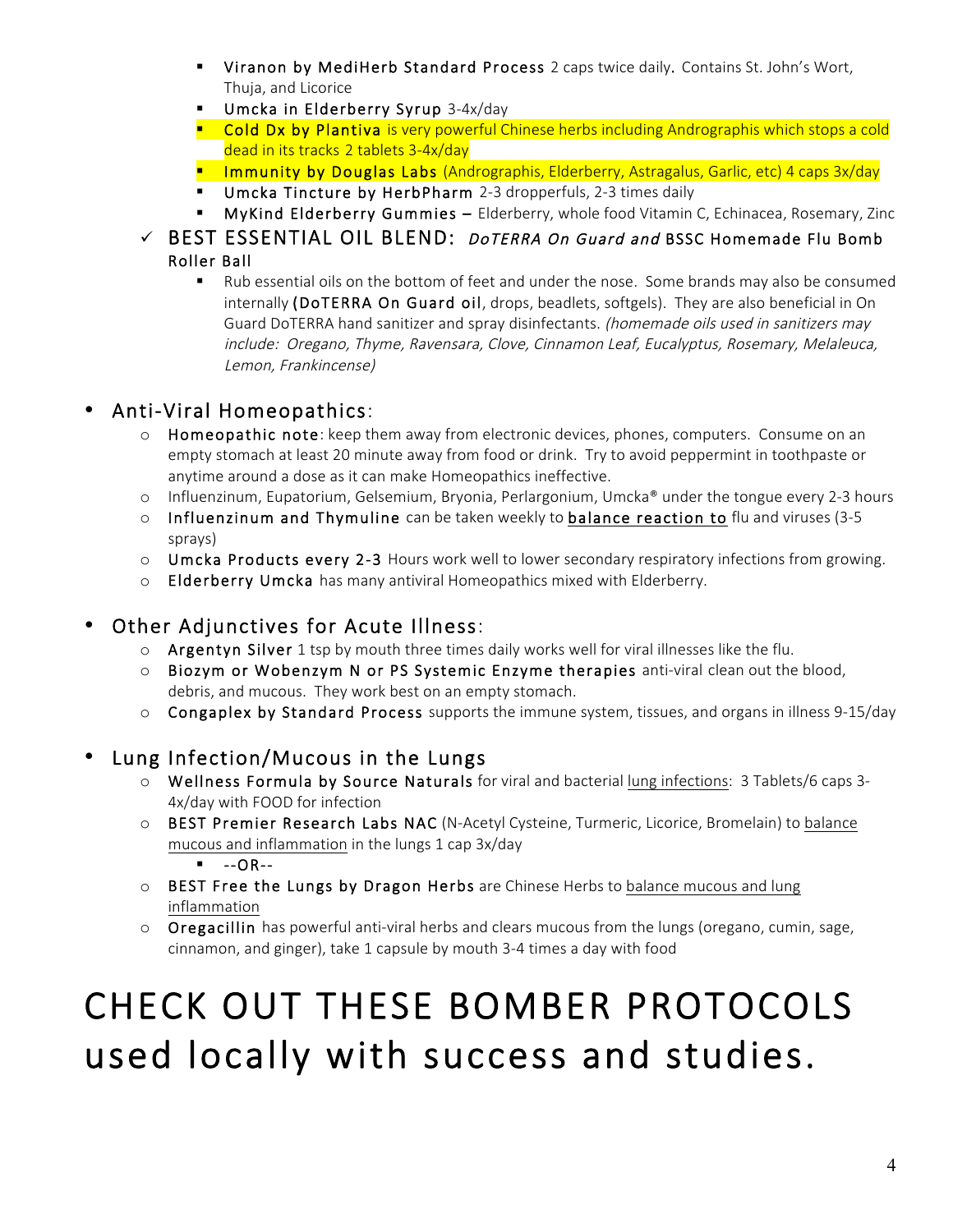- **Viranon by MediHerb Standard Process** 2 caps twice daily. Contains St. John's Wort, Thuja, and Licorice
- **Umcka in Elderberry Syrup** 3-4x/day
- **Cold Dx by Plantiva** is very powerful Chinese herbs including Andrographis which stops a cold dead in its tracks 2 tablets 3-4x/day
- **Immunity by Douglas Labs** (Andrographis, Elderberry, Astragalus, Garlic, etc) 4 caps 3x/day
- **Umcka Tincture by HerbPharm** 2-3 dropperfuls, 2-3 times daily
- **MyKind Elderberry Gummies –** Elderberry, whole food Vitamin C, Echinacea, Rosemary, Zinc

✓ BEST ESSENTIAL OIL BLEND: ***DoTERRA On Guard and*** **BSSC Homemade Flu Bomb Roller Ball**

- Rub essential oils on the bottom of feet and under the nose. Some brands may also be consumed internally (**DoTERRA On Guard oil**, drops, beadlets, softgels). They are also beneficial in On Guard DoTERRA hand sanitizer and spray disinfectants. *(homemade oils used in sanitizers may include: Oregano, Thyme, Ravensara, Clove, Cinnamon Leaf, Eucalyptus, Rosemary, Melaleuca, Lemon, Frankincense)*

## Anti-Viral Homeopathics:

- **Homeopathic note**: keep them away from electronic devices, phones, computers. Consume on an empty stomach at least 20 minute away from food or drink. Try to avoid peppermint in toothpaste or anytime around a dose as it can make Homeopathics ineffective.
- Influenzinum, Eupatorium, Gelsemium, Bryonia, Perlargonium, Umcka® under the tongue every 2-3 hours
- **Influenzinum and Thymuline** can be taken weekly to **balance reaction to** flu and viruses (3-5 sprays)
- **Umcka Products every 2-3** Hours work well to lower secondary respiratory infections from growing.
- **Elderberry Umcka** has many antiviral Homeopathics mixed with Elderberry.

## Other Adjunctives for Acute Illness:

- **Argentyn Silver** 1 tsp by mouth three times daily works well for viral illnesses like the flu.
- **Biozym or Wobenzym N or PS Systemic Enzyme therapies** anti-viral clean out the blood, debris, and mucous. They work best on an empty stomach.
- **Congaplex by Standard Process** supports the immune system, tissues, and organs in illness 9-15/day

## Lung Infection/Mucous in the Lungs

- **Wellness Formula by Source Naturals** for viral and bacterial lung infections: 3 Tablets/6 caps 3-4x/day with FOOD for infection
- **BEST Premier Research Labs NAC** (N-Acetyl Cysteine, Turmeric, Licorice, Bromelain) to balance mucous and inflammation in the lungs 1 cap 3x/day
  - --OR--
- **BEST Free the Lungs by Dragon Herbs** are Chinese Herbs to balance mucous and lung inflammation
- **Oregacillin** has powerful anti-viral herbs and clears mucous from the lungs (oregano, cumin, sage, cinnamon, and ginger), take 1 capsule by mouth 3-4 times a day with food

# CHECK OUT THESE BOMBER PROTOCOLS used locally with success and studies.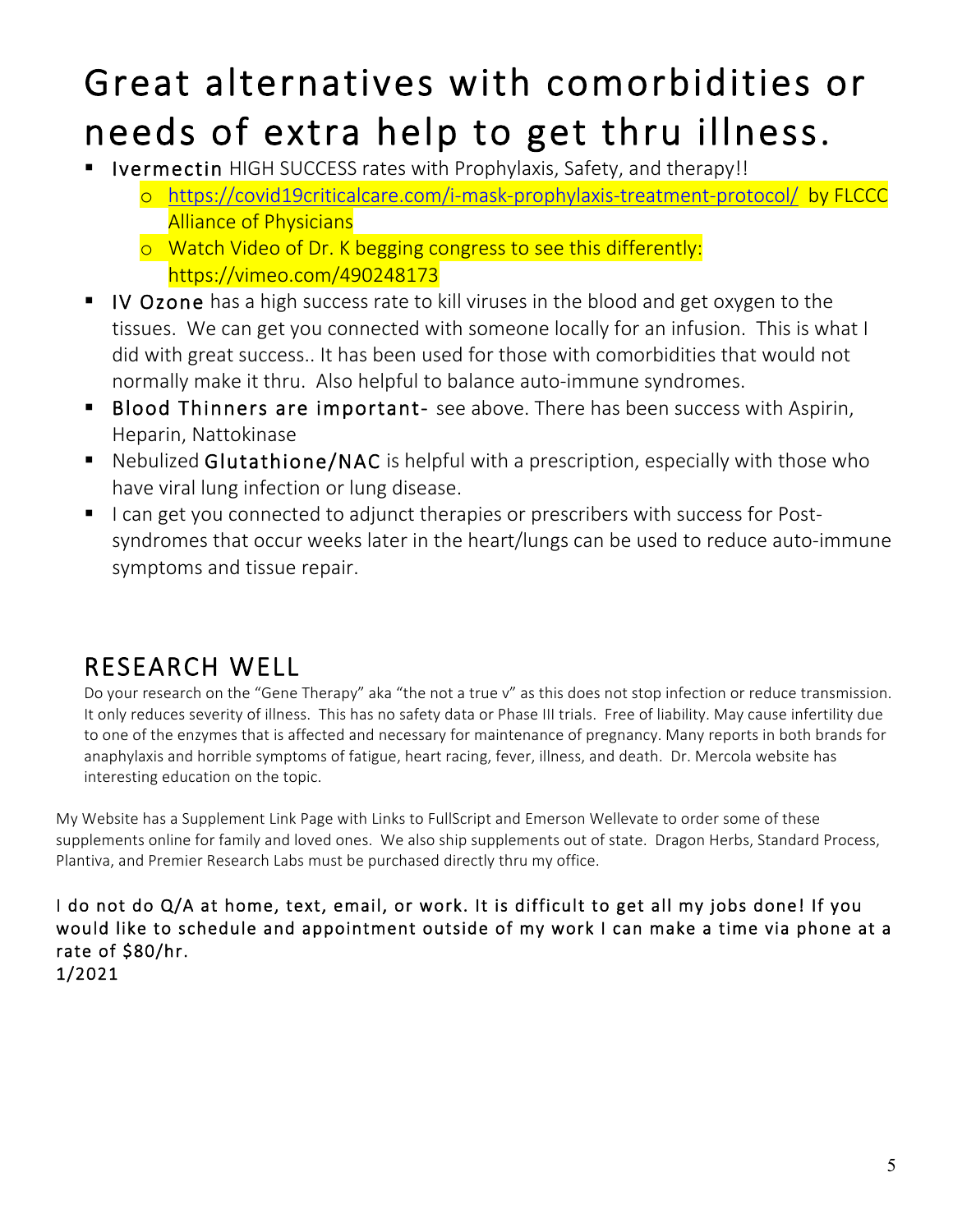# Great alternatives with comorbidities or needs of extra help to get thru illness.

- **Ivermectin** HIGH SUCCESS rates with Prophylaxis, Safety, and therapy!!
  - https://covid19criticalcare.com/i-mask-prophylaxis-treatment-protocol/ by FLCCC Alliance of Physicians
  - Watch Video of Dr. K begging congress to see this differently: https://vimeo.com/490248173
- **IV Ozone** has a high success rate to kill viruses in the blood and get oxygen to the tissues. We can get you connected with someone locally for an infusion. This is what I did with great success.. It has been used for those with comorbidities that would not normally make it thru. Also helpful to balance auto-immune syndromes.
- **Blood Thinners are important**- see above. There has been success with Aspirin, Heparin, Nattokinase
- Nebulized **Glutathione/NAC** is helpful with a prescription, especially with those who have viral lung infection or lung disease.
- I can get you connected to adjunct therapies or prescribers with success for Post-syndromes that occur weeks later in the heart/lungs can be used to reduce auto-immune symptoms and tissue repair.

## RESEARCH WELL

Do your research on the "Gene Therapy" aka "the not a true v" as this does not stop infection or reduce transmission. It only reduces severity of illness. This has no safety data or Phase III trials. Free of liability. May cause infertility due to one of the enzymes that is affected and necessary for maintenance of pregnancy. Many reports in both brands for anaphylaxis and horrible symptoms of fatigue, heart racing, fever, illness, and death. Dr. Mercola website has interesting education on the topic.

My Website has a Supplement Link Page with Links to FullScript and Emerson Wellevate to order some of these supplements online for family and loved ones. We also ship supplements out of state. Dragon Herbs, Standard Process, Plantiva, and Premier Research Labs must be purchased directly thru my office.

**I do not do Q/A at home, text, email, or work. It is difficult to get all my jobs done! If you would like to schedule and appointment outside of my work I can make a time via phone at a rate of $80/hr.**
**1/2021**